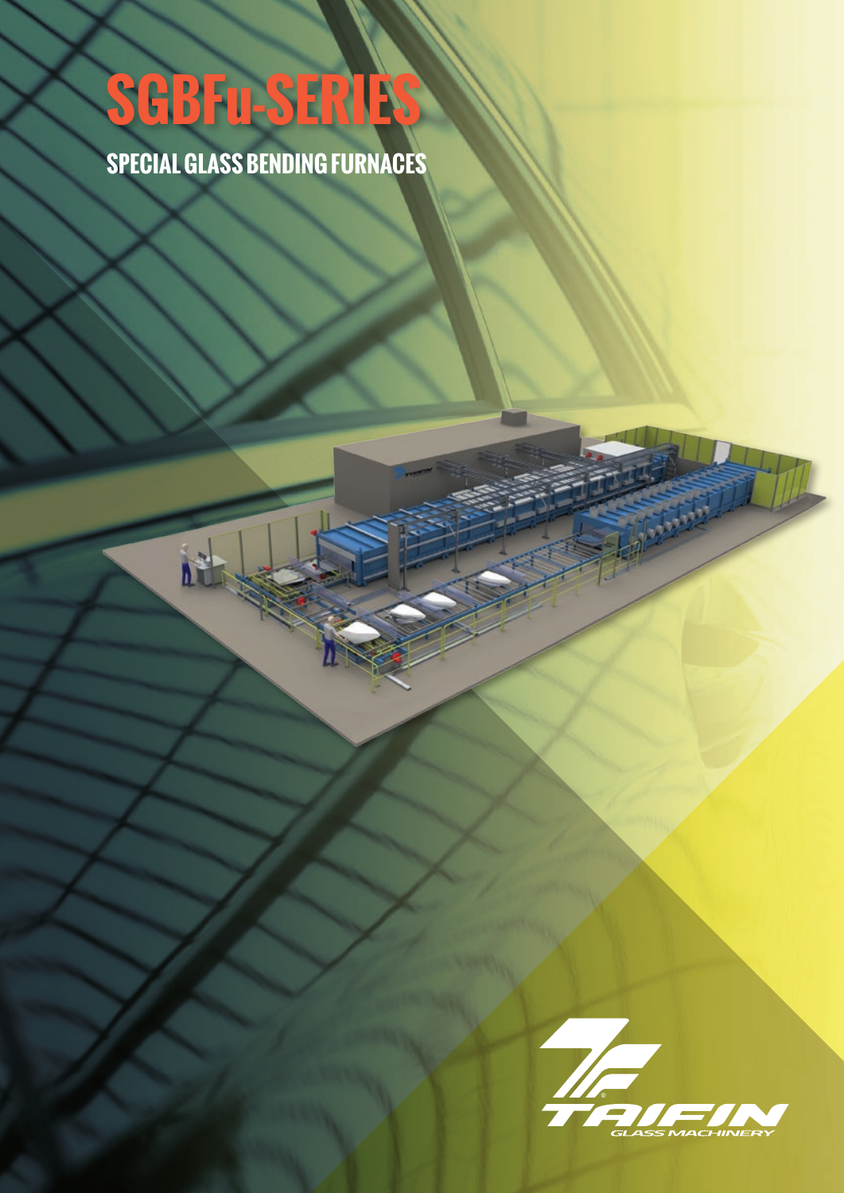# SGBFu-SERIES

## SPECIAL GLASS BENDING FURNACES

TAIFIN
GLASS MACHINERY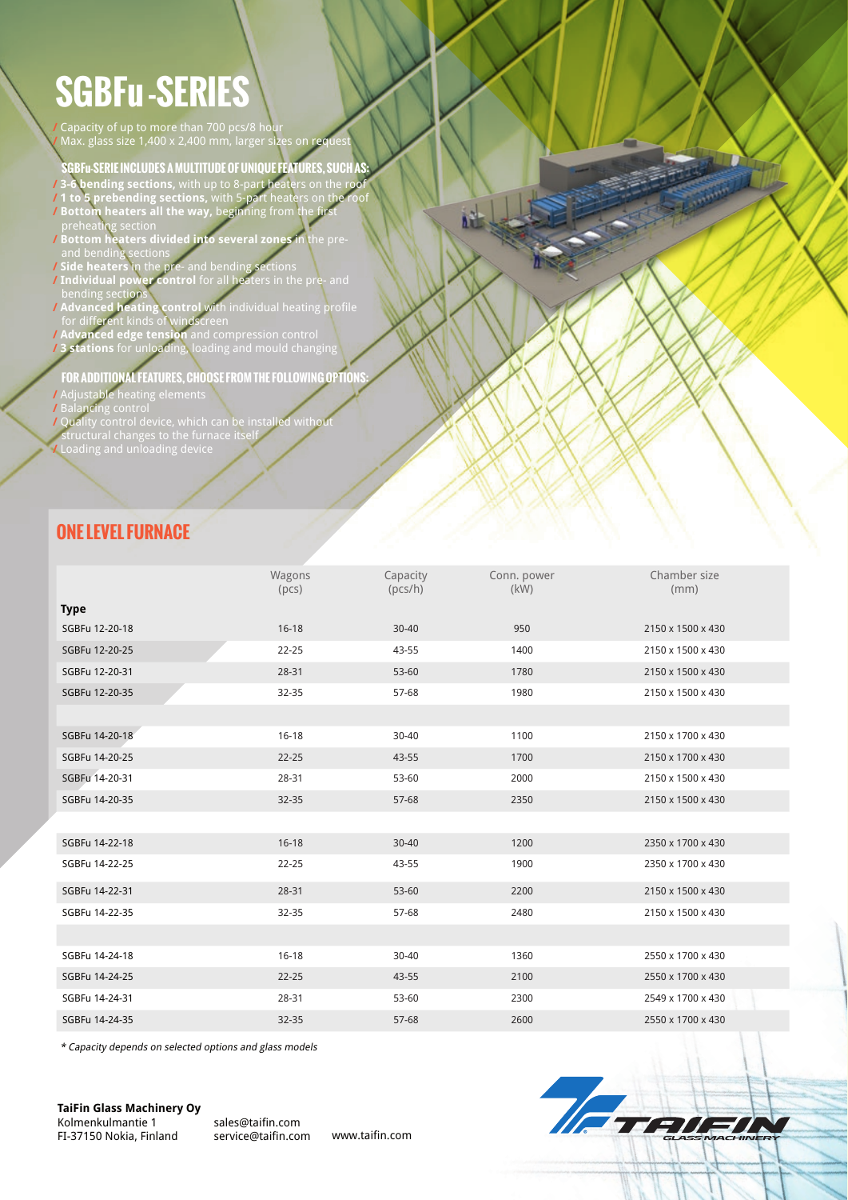# SGBFu -SERIES

- Capacity of up to more than 700 pcs/8 hour
- Max. glass size 1,400 x 2,400 mm, larger sizes on request

### SGBFu-SERIE INCLUDES A MULTITUDE OF UNIQUE FEATURES, SUCH AS:

- **3-6 bending sections,** with up to 8-part heaters on the roof
- **1 to 5 prebending sections,** with 5-part heaters on the roof
- **Bottom heaters all the way,** beginning from the first preheating section
- **Bottom heaters divided into several zones** in the pre- and bending sections
- **Side heaters** in the pre- and bending sections
- **Individual power control** for all heaters in the pre- and bending sections
- **Advanced heating control** with individual heating profile for different kinds of windscreen
- **Advanced edge tension** and compression control
- **3 stations** for unloading, loading and mould changing

### FOR ADDITIONAL FEATURES, CHOOSE FROM THE FOLLOWING OPTIONS:

- Adjustable heating elements
- Balancing control
- Quality control device, which can be installed without structural changes to the furnace itself
- Loading and unloading device

## ONE LEVEL FURNACE

| Type | Wagons (pcs) | Capacity (pcs/h) | Conn. power (kW) | Chamber size (mm) |
|---|---|---|---|---|
| SGBFu 12-20-18 | 16-18 | 30-40 | 950 | 2150 x 1500 x 430 |
| SGBFu 12-20-25 | 22-25 | 43-55 | 1400 | 2150 x 1500 x 430 |
| SGBFu 12-20-31 | 28-31 | 53-60 | 1780 | 2150 x 1500 x 430 |
| SGBFu 12-20-35 | 32-35 | 57-68 | 1980 | 2150 x 1500 x 430 |
| | | | | |
| SGBFu 14-20-18 | 16-18 | 30-40 | 1100 | 2150 x 1700 x 430 |
| SGBFu 14-20-25 | 22-25 | 43-55 | 1700 | 2150 x 1700 x 430 |
| SGBFu 14-20-31 | 28-31 | 53-60 | 2000 | 2150 x 1500 x 430 |
| SGBFu 14-20-35 | 32-35 | 57-68 | 2350 | 2150 x 1500 x 430 |
| | | | | |
| SGBFu 14-22-18 | 16-18 | 30-40 | 1200 | 2350 x 1700 x 430 |
| SGBFu 14-22-25 | 22-25 | 43-55 | 1900 | 2350 x 1700 x 430 |
| SGBFu 14-22-31 | 28-31 | 53-60 | 2200 | 2150 x 1500 x 430 |
| SGBFu 14-22-35 | 32-35 | 57-68 | 2480 | 2150 x 1500 x 430 |
| | | | | |
| SGBFu 14-24-18 | 16-18 | 30-40 | 1360 | 2550 x 1700 x 430 |
| SGBFu 14-24-25 | 22-25 | 43-55 | 2100 | 2550 x 1700 x 430 |
| SGBFu 14-24-31 | 28-31 | 53-60 | 2300 | 2549 x 1700 x 430 |
| SGBFu 14-24-35 | 32-35 | 57-68 | 2600 | 2550 x 1700 x 430 |

*\* Capacity depends on selected options and glass models*

**TaiFin Glass Machinery Oy**
Kolmenkulmantie 1
FI-37150 Nokia, Finland

sales@taifin.com
service@taifin.com

www.taifin.com

TAIFIN GLASS MACHINERY